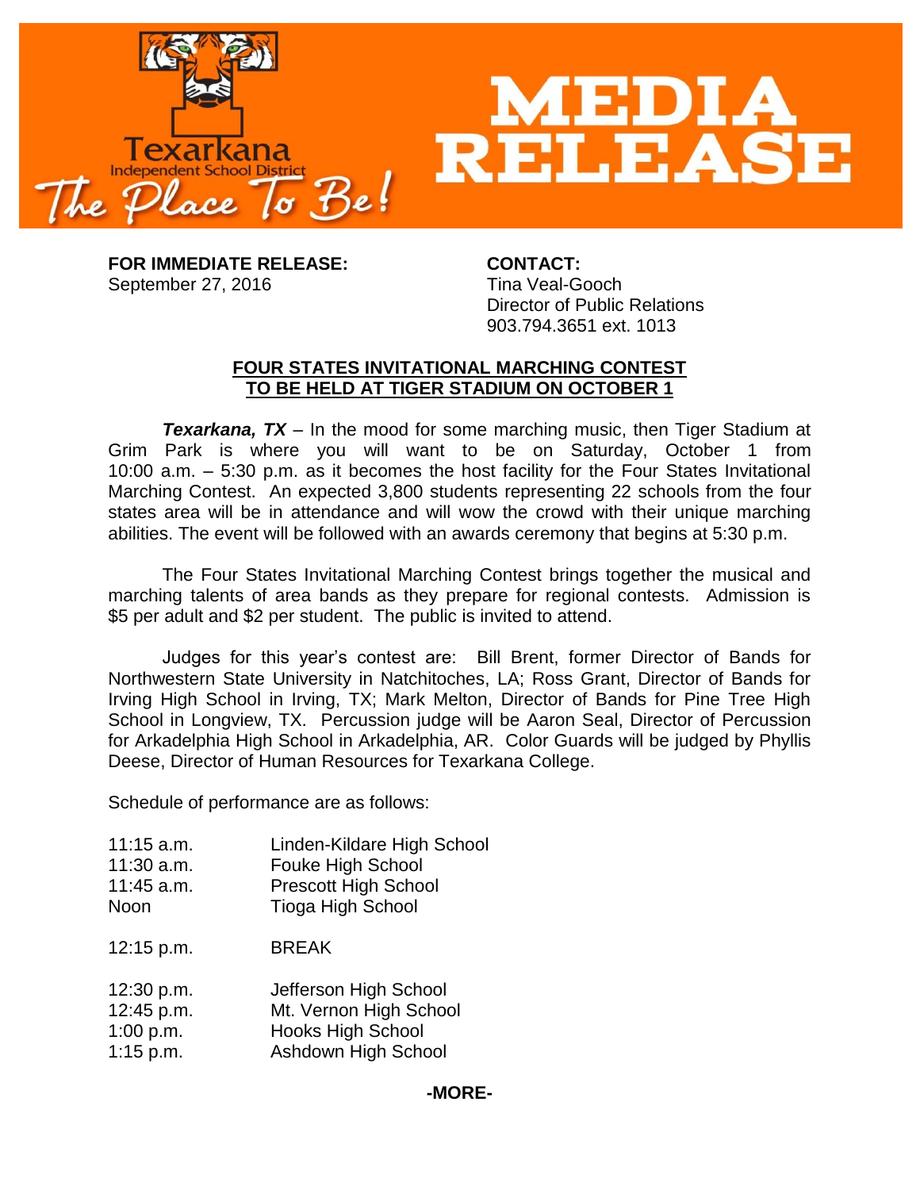# MEDIA RELEASE

Texarkana Independent School District

*The Place To Be!*

**FOR IMMEDIATE RELEASE:**
September 27, 2016

**CONTACT:**
Tina Veal-Gooch
Director of Public Relations
903.794.3651 ext. 1013

## FOUR STATES INVITATIONAL MARCHING CONTEST TO BE HELD AT TIGER STADIUM ON OCTOBER 1

***Texarkana, TX*** – In the mood for some marching music, then Tiger Stadium at Grim Park is where you will want to be on Saturday, October 1 from 10:00 a.m. – 5:30 p.m. as it becomes the host facility for the Four States Invitational Marching Contest. An expected 3,800 students representing 22 schools from the four states area will be in attendance and will wow the crowd with their unique marching abilities. The event will be followed with an awards ceremony that begins at 5:30 p.m.

The Four States Invitational Marching Contest brings together the musical and marching talents of area bands as they prepare for regional contests. Admission is $5 per adult and $2 per student. The public is invited to attend.

Judges for this year's contest are: Bill Brent, former Director of Bands for Northwestern State University in Natchitoches, LA; Ross Grant, Director of Bands for Irving High School in Irving, TX; Mark Melton, Director of Bands for Pine Tree High School in Longview, TX. Percussion judge will be Aaron Seal, Director of Percussion for Arkadelphia High School in Arkadelphia, AR. Color Guards will be judged by Phyllis Deese, Director of Human Resources for Texarkana College.

Schedule of performance are as follows:

| | |
|---|---|
| 11:15 a.m. | Linden-Kildare High School |
| 11:30 a.m. | Fouke High School |
| 11:45 a.m. | Prescott High School |
| Noon | Tioga High School |
| 12:15 p.m. | BREAK |
| 12:30 p.m. | Jefferson High School |
| 12:45 p.m. | Mt. Vernon High School |
| 1:00 p.m. | Hooks High School |
| 1:15 p.m. | Ashdown High School |

**-MORE-**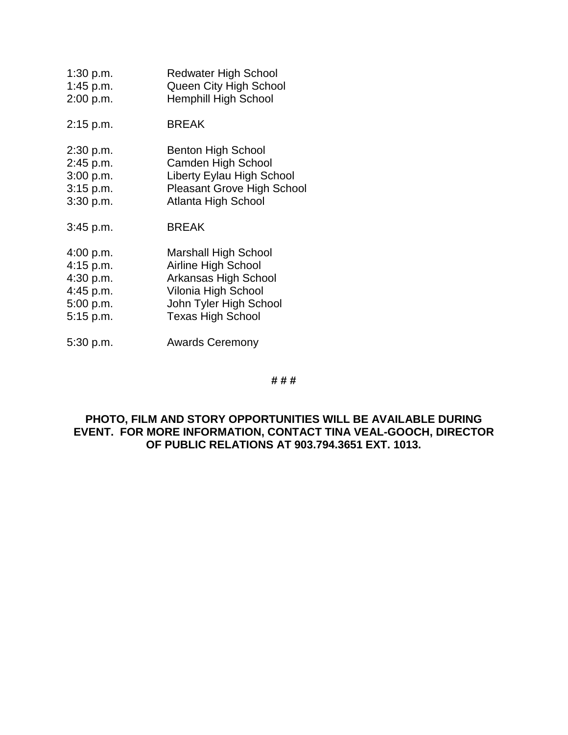| | |
|---|---|
| 1:30 p.m. | Redwater High School |
| 1:45 p.m. | Queen City High School |
| 2:00 p.m. | Hemphill High School |
| 2:15 p.m. | BREAK |
| 2:30 p.m. | Benton High School |
| 2:45 p.m. | Camden High School |
| 3:00 p.m. | Liberty Eylau High School |
| 3:15 p.m. | Pleasant Grove High School |
| 3:30 p.m. | Atlanta High School |
| 3:45 p.m. | BREAK |
| 4:00 p.m. | Marshall High School |
| 4:15 p.m. | Airline High School |
| 4:30 p.m. | Arkansas High School |
| 4:45 p.m. | Vilonia High School |
| 5:00 p.m. | John Tyler High School |
| 5:15 p.m. | Texas High School |
| 5:30 p.m. | Awards Ceremony |

# # #

**PHOTO, FILM AND STORY OPPORTUNITIES WILL BE AVAILABLE DURING EVENT. FOR MORE INFORMATION, CONTACT TINA VEAL-GOOCH, DIRECTOR OF PUBLIC RELATIONS AT 903.794.3651 EXT. 1013.**